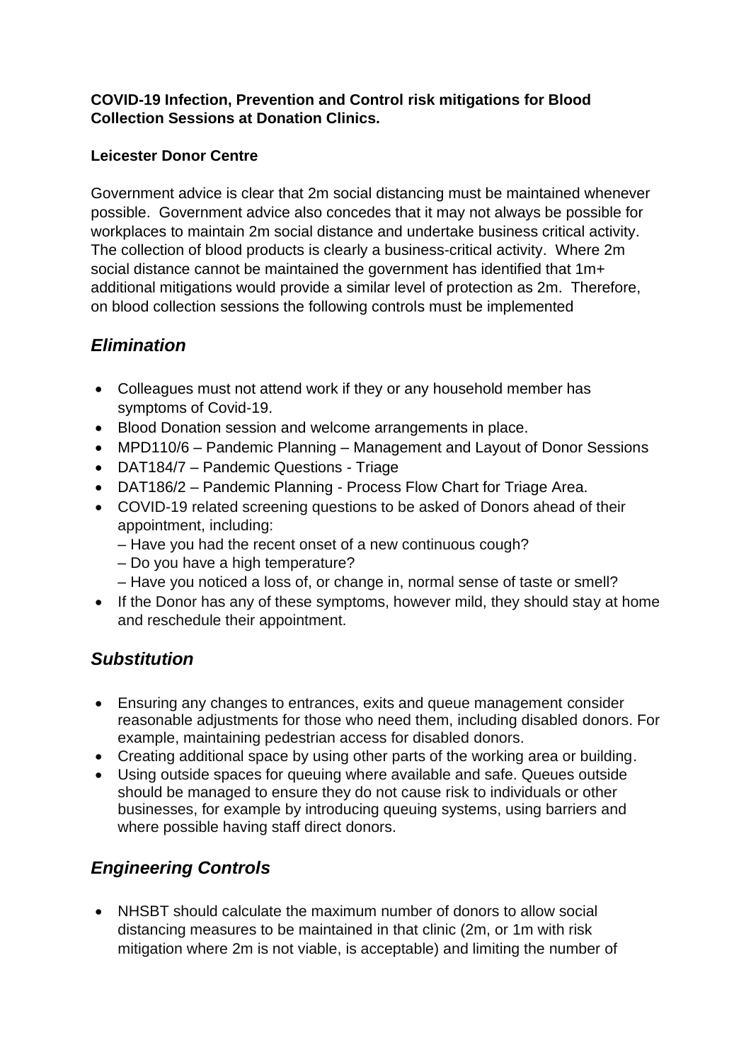**COVID-19 Infection, Prevention and Control risk mitigations for Blood Collection Sessions at Donation Clinics.**

**Leicester Donor Centre**

Government advice is clear that 2m social distancing must be maintained whenever possible. Government advice also concedes that it may not always be possible for workplaces to maintain 2m social distance and undertake business critical activity. The collection of blood products is clearly a business-critical activity. Where 2m social distance cannot be maintained the government has identified that 1m+ additional mitigations would provide a similar level of protection as 2m. Therefore, on blood collection sessions the following controls must be implemented

## *Elimination*

- Colleagues must not attend work if they or any household member has symptoms of Covid-19.
- Blood Donation session and welcome arrangements in place.
- MPD110/6 – Pandemic Planning – Management and Layout of Donor Sessions
- DAT184/7 – Pandemic Questions - Triage
- DAT186/2 – Pandemic Planning - Process Flow Chart for Triage Area.
- COVID-19 related screening questions to be asked of Donors ahead of their appointment, including:
  – Have you had the recent onset of a new continuous cough?
  – Do you have a high temperature?
  – Have you noticed a loss of, or change in, normal sense of taste or smell?
- If the Donor has any of these symptoms, however mild, they should stay at home and reschedule their appointment.

## *Substitution*

- Ensuring any changes to entrances, exits and queue management consider reasonable adjustments for those who need them, including disabled donors. For example, maintaining pedestrian access for disabled donors.
- Creating additional space by using other parts of the working area or building.
- Using outside spaces for queuing where available and safe. Queues outside should be managed to ensure they do not cause risk to individuals or other businesses, for example by introducing queuing systems, using barriers and where possible having staff direct donors.

## *Engineering Controls*

- NHSBT should calculate the maximum number of donors to allow social distancing measures to be maintained in that clinic (2m, or 1m with risk mitigation where 2m is not viable, is acceptable) and limiting the number of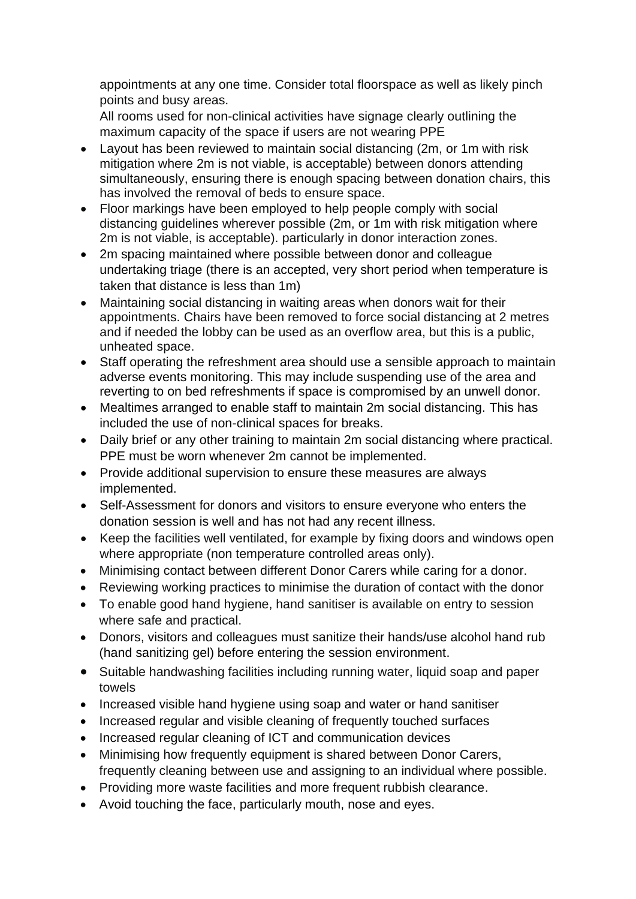appointments at any one time. Consider total floorspace as well as likely pinch points and busy areas.

All rooms used for non-clinical activities have signage clearly outlining the maximum capacity of the space if users are not wearing PPE

- Layout has been reviewed to maintain social distancing (2m, or 1m with risk mitigation where 2m is not viable, is acceptable) between donors attending simultaneously, ensuring there is enough spacing between donation chairs, this has involved the removal of beds to ensure space.
- Floor markings have been employed to help people comply with social distancing guidelines wherever possible (2m, or 1m with risk mitigation where 2m is not viable, is acceptable). particularly in donor interaction zones.
- 2m spacing maintained where possible between donor and colleague undertaking triage (there is an accepted, very short period when temperature is taken that distance is less than 1m)
- Maintaining social distancing in waiting areas when donors wait for their appointments. Chairs have been removed to force social distancing at 2 metres and if needed the lobby can be used as an overflow area, but this is a public, unheated space.
- Staff operating the refreshment area should use a sensible approach to maintain adverse events monitoring. This may include suspending use of the area and reverting to on bed refreshments if space is compromised by an unwell donor.
- Mealtimes arranged to enable staff to maintain 2m social distancing. This has included the use of non-clinical spaces for breaks.
- Daily brief or any other training to maintain 2m social distancing where practical. PPE must be worn whenever 2m cannot be implemented.
- Provide additional supervision to ensure these measures are always implemented.
- Self-Assessment for donors and visitors to ensure everyone who enters the donation session is well and has not had any recent illness.
- Keep the facilities well ventilated, for example by fixing doors and windows open where appropriate (non temperature controlled areas only).
- Minimising contact between different Donor Carers while caring for a donor.
- Reviewing working practices to minimise the duration of contact with the donor
- To enable good hand hygiene, hand sanitiser is available on entry to session where safe and practical.
- Donors, visitors and colleagues must sanitize their hands/use alcohol hand rub (hand sanitizing gel) before entering the session environment.
- Suitable handwashing facilities including running water, liquid soap and paper towels
- Increased visible hand hygiene using soap and water or hand sanitiser
- Increased regular and visible cleaning of frequently touched surfaces
- Increased regular cleaning of ICT and communication devices
- Minimising how frequently equipment is shared between Donor Carers, frequently cleaning between use and assigning to an individual where possible.
- Providing more waste facilities and more frequent rubbish clearance.
- Avoid touching the face, particularly mouth, nose and eyes.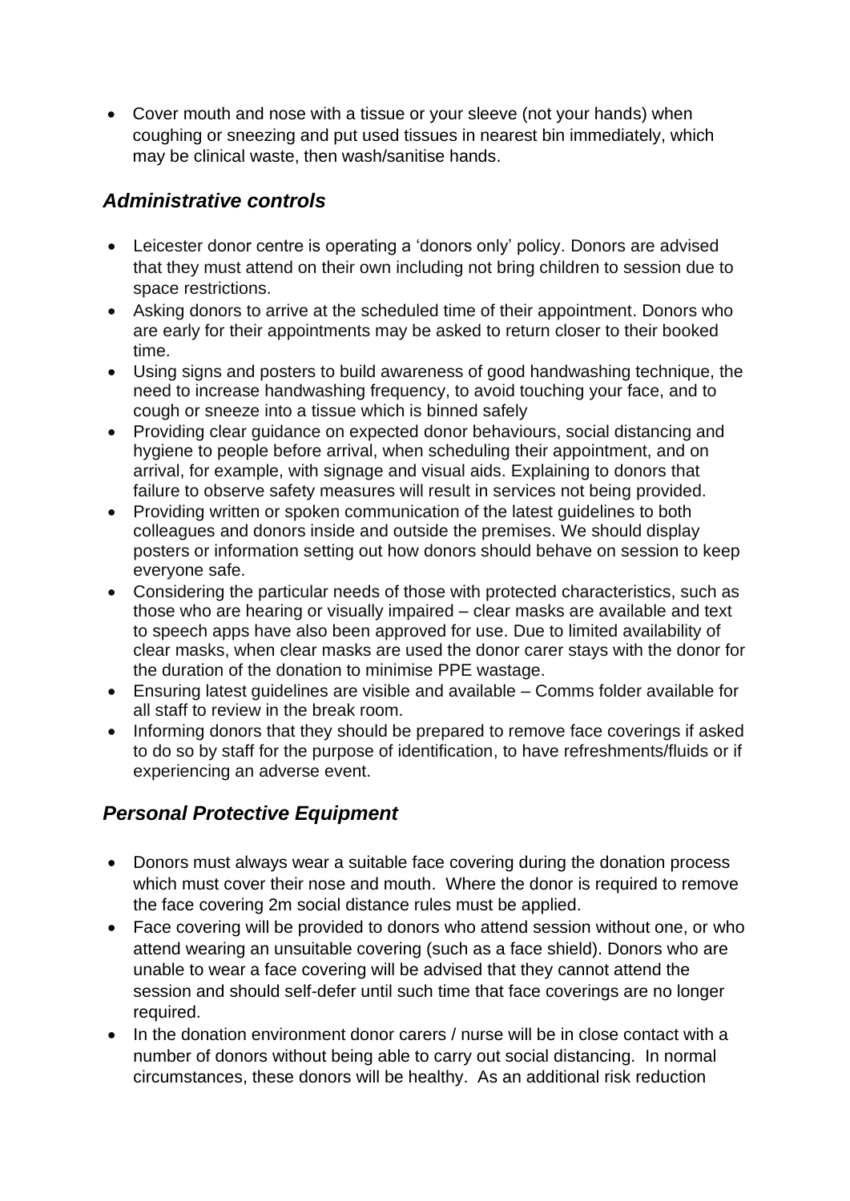- Cover mouth and nose with a tissue or your sleeve (not your hands) when coughing or sneezing and put used tissues in nearest bin immediately, which may be clinical waste, then wash/sanitise hands.

## *Administrative controls*

- Leicester donor centre is operating a 'donors only' policy. Donors are advised that they must attend on their own including not bring children to session due to space restrictions.
- Asking donors to arrive at the scheduled time of their appointment. Donors who are early for their appointments may be asked to return closer to their booked time.
- Using signs and posters to build awareness of good handwashing technique, the need to increase handwashing frequency, to avoid touching your face, and to cough or sneeze into a tissue which is binned safely
- Providing clear guidance on expected donor behaviours, social distancing and hygiene to people before arrival, when scheduling their appointment, and on arrival, for example, with signage and visual aids. Explaining to donors that failure to observe safety measures will result in services not being provided.
- Providing written or spoken communication of the latest guidelines to both colleagues and donors inside and outside the premises. We should display posters or information setting out how donors should behave on session to keep everyone safe.
- Considering the particular needs of those with protected characteristics, such as those who are hearing or visually impaired – clear masks are available and text to speech apps have also been approved for use. Due to limited availability of clear masks, when clear masks are used the donor carer stays with the donor for the duration of the donation to minimise PPE wastage.
- Ensuring latest guidelines are visible and available – Comms folder available for all staff to review in the break room.
- Informing donors that they should be prepared to remove face coverings if asked to do so by staff for the purpose of identification, to have refreshments/fluids or if experiencing an adverse event.

## *Personal Protective Equipment*

- Donors must always wear a suitable face covering during the donation process which must cover their nose and mouth. Where the donor is required to remove the face covering 2m social distance rules must be applied.
- Face covering will be provided to donors who attend session without one, or who attend wearing an unsuitable covering (such as a face shield). Donors who are unable to wear a face covering will be advised that they cannot attend the session and should self-defer until such time that face coverings are no longer required.
- In the donation environment donor carers / nurse will be in close contact with a number of donors without being able to carry out social distancing. In normal circumstances, these donors will be healthy. As an additional risk reduction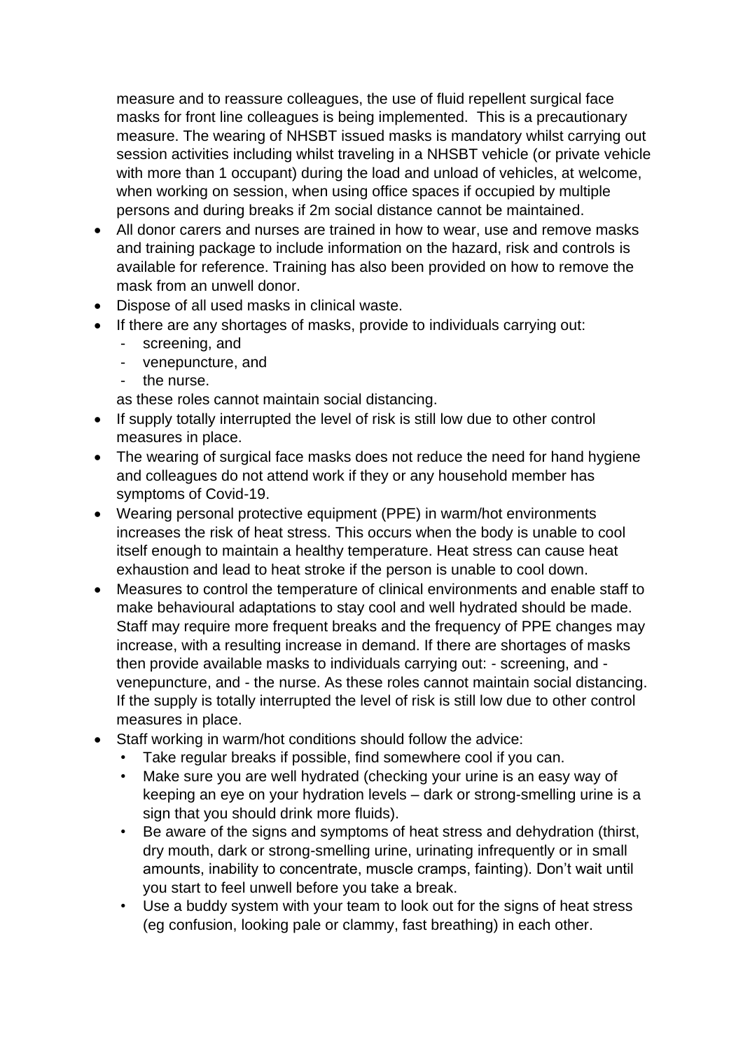measure and to reassure colleagues, the use of fluid repellent surgical face masks for front line colleagues is being implemented.  This is a precautionary measure. The wearing of NHSBT issued masks is mandatory whilst carrying out session activities including whilst traveling in a NHSBT vehicle (or private vehicle with more than 1 occupant) during the load and unload of vehicles, at welcome, when working on session, when using office spaces if occupied by multiple persons and during breaks if 2m social distance cannot be maintained.

- All donor carers and nurses are trained in how to wear, use and remove masks and training package to include information on the hazard, risk and controls is available for reference. Training has also been provided on how to remove the mask from an unwell donor.
- Dispose of all used masks in clinical waste.
- If there are any shortages of masks, provide to individuals carrying out:
    - screening, and
    - venepuncture, and
    - the nurse.

  as these roles cannot maintain social distancing.
- If supply totally interrupted the level of risk is still low due to other control measures in place.
- The wearing of surgical face masks does not reduce the need for hand hygiene and colleagues do not attend work if they or any household member has symptoms of Covid-19.
- Wearing personal protective equipment (PPE) in warm/hot environments increases the risk of heat stress. This occurs when the body is unable to cool itself enough to maintain a healthy temperature. Heat stress can cause heat exhaustion and lead to heat stroke if the person is unable to cool down.
- Measures to control the temperature of clinical environments and enable staff to make behavioural adaptations to stay cool and well hydrated should be made. Staff may require more frequent breaks and the frequency of PPE changes may increase, with a resulting increase in demand. If there are shortages of masks then provide available masks to individuals carrying out: - screening, and - venepuncture, and - the nurse. As these roles cannot maintain social distancing. If the supply is totally interrupted the level of risk is still low due to other control measures in place.
- Staff working in warm/hot conditions should follow the advice:
    - Take regular breaks if possible, find somewhere cool if you can.
    - Make sure you are well hydrated (checking your urine is an easy way of keeping an eye on your hydration levels – dark or strong-smelling urine is a sign that you should drink more fluids).
    - Be aware of the signs and symptoms of heat stress and dehydration (thirst, dry mouth, dark or strong-smelling urine, urinating infrequently or in small amounts, inability to concentrate, muscle cramps, fainting). Don't wait until you start to feel unwell before you take a break.
    - Use a buddy system with your team to look out for the signs of heat stress (eg confusion, looking pale or clammy, fast breathing) in each other.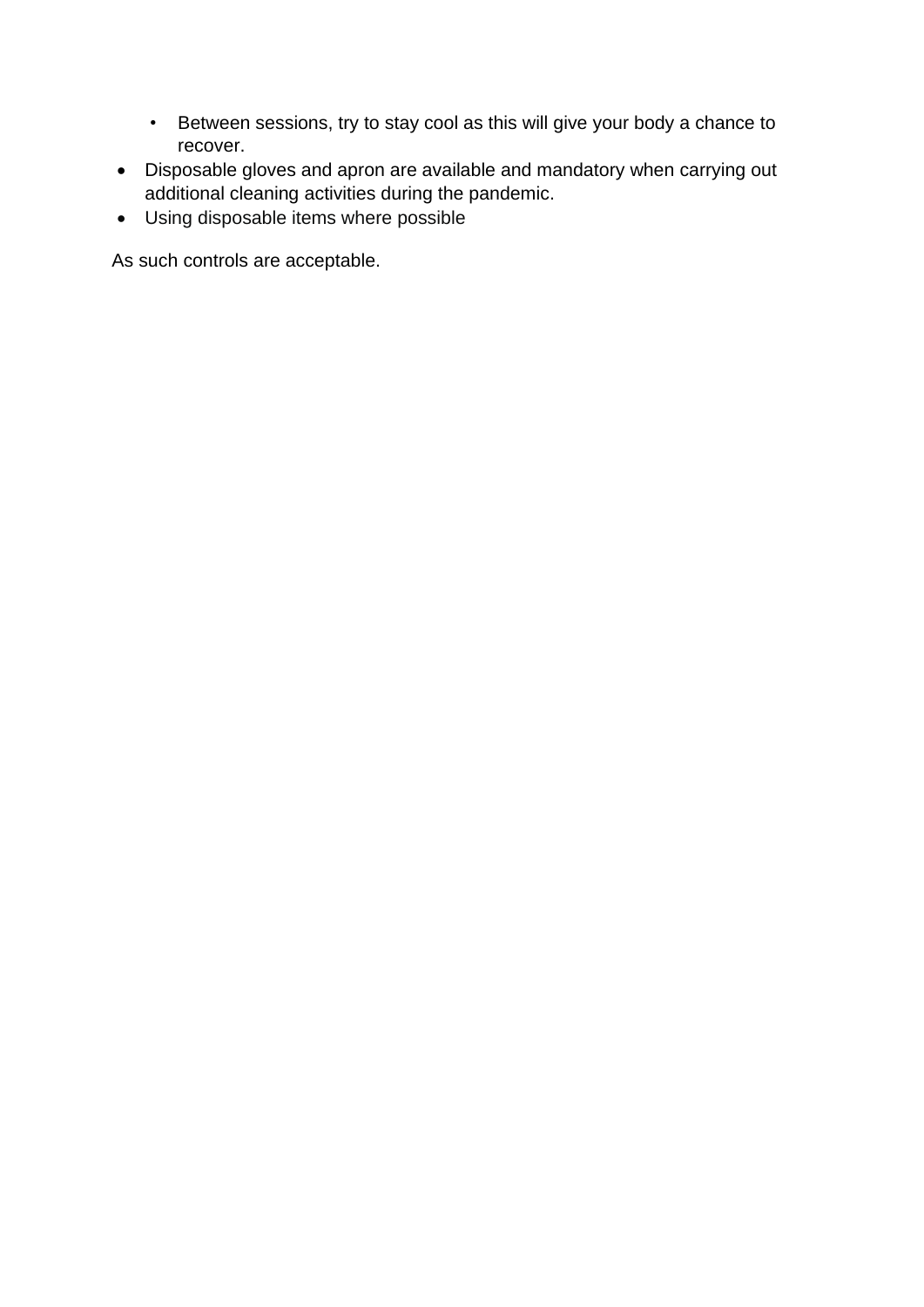- Between sessions, try to stay cool as this will give your body a chance to recover.

- Disposable gloves and apron are available and mandatory when carrying out additional cleaning activities during the pandemic.
- Using disposable items where possible

As such controls are acceptable.